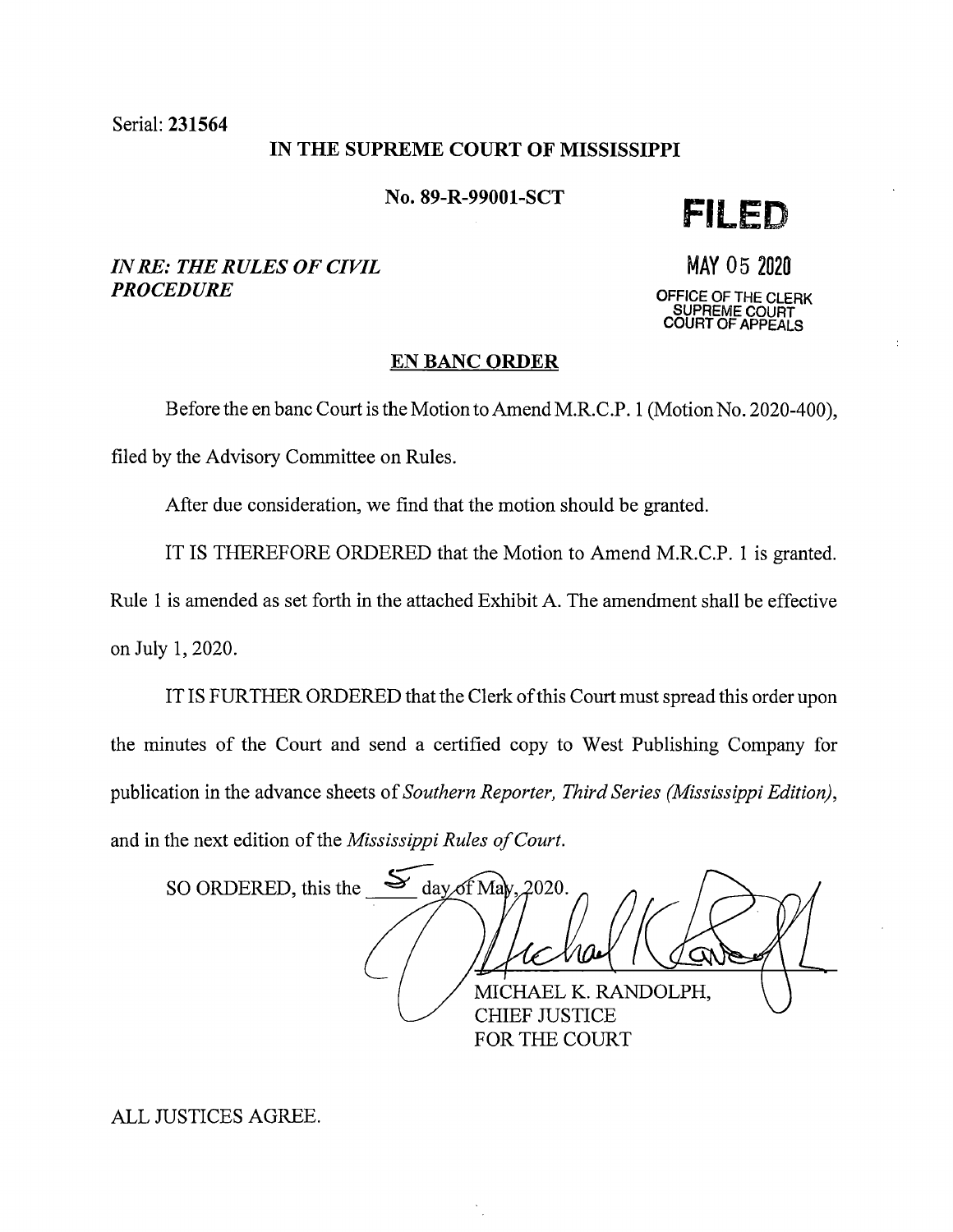Serial: **231564**

**IN THE SUPREME COURT OF MISSISSIPPI**

**No. 89-R-99001-SCT**

***IN RE: THE RULES OF CIVIL PROCEDURE***

**FILED**

**MAY 05 2020**

OFFICE OF THE CLERK
SUPREME COURT
COURT OF APPEALS

**EN BANC ORDER**

Before the en banc Court is the Motion to Amend M.R.C.P. 1 (Motion No. 2020-400), filed by the Advisory Committee on Rules.

After due consideration, we find that the motion should be granted.

IT IS THEREFORE ORDERED that the Motion to Amend M.R.C.P. 1 is granted. Rule 1 is amended as set forth in the attached Exhibit A. The amendment shall be effective on July 1, 2020.

IT IS FURTHER ORDERED that the Clerk of this Court must spread this order upon the minutes of the Court and send a certified copy to West Publishing Company for publication in the advance sheets of *Southern Reporter, Third Series (Mississippi Edition)*, and in the next edition of the *Mississippi Rules of Court*.

SO ORDERED, this the 5 day of May, 2020.

MICHAEL K. RANDOLPH,
CHIEF JUSTICE
FOR THE COURT

ALL JUSTICES AGREE.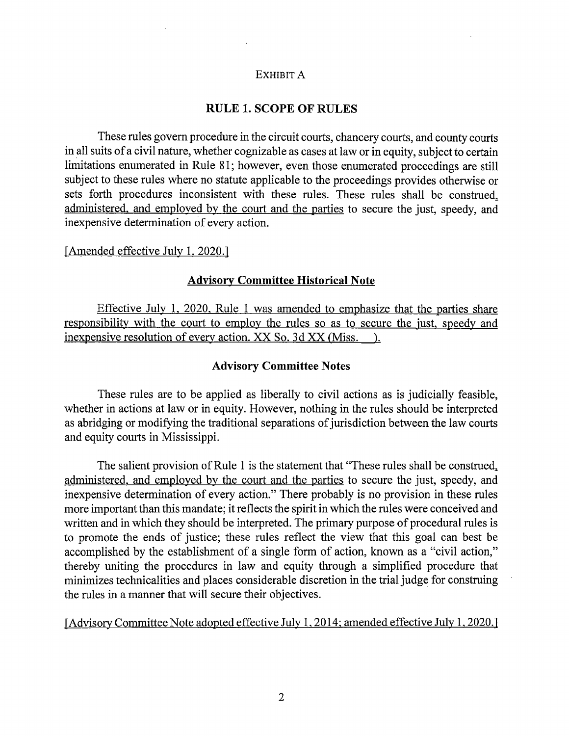EXHIBIT A

## RULE 1. SCOPE OF RULES

These rules govern procedure in the circuit courts, chancery courts, and county courts in all suits of a civil nature, whether cognizable as cases at law or in equity, subject to certain limitations enumerated in Rule 81; however, even those enumerated proceedings are still subject to these rules where no statute applicable to the proceedings provides otherwise or sets forth procedures inconsistent with these rules. These rules shall be construed, administered, and employed by the court and the parties to secure the just, speedy, and inexpensive determination of every action.

[Amended effective July 1, 2020.]

### Advisory Committee Historical Note

Effective July 1, 2020, Rule 1 was amended to emphasize that the parties share responsibility with the court to employ the rules so as to secure the just, speedy and inexpensive resolution of every action. XX So. 3d XX (Miss. __).

### Advisory Committee Notes

These rules are to be applied as liberally to civil actions as is judicially feasible, whether in actions at law or in equity. However, nothing in the rules should be interpreted as abridging or modifying the traditional separations of jurisdiction between the law courts and equity courts in Mississippi.

The salient provision of Rule 1 is the statement that "These rules shall be construed, administered, and employed by the court and the parties to secure the just, speedy, and inexpensive determination of every action." There probably is no provision in these rules more important than this mandate; it reflects the spirit in which the rules were conceived and written and in which they should be interpreted. The primary purpose of procedural rules is to promote the ends of justice; these rules reflect the view that this goal can best be accomplished by the establishment of a single form of action, known as a "civil action," thereby uniting the procedures in law and equity through a simplified procedure that minimizes technicalities and places considerable discretion in the trial judge for construing the rules in a manner that will secure their objectives.

[Advisory Committee Note adopted effective July 1, 2014; amended effective July 1, 2020.]